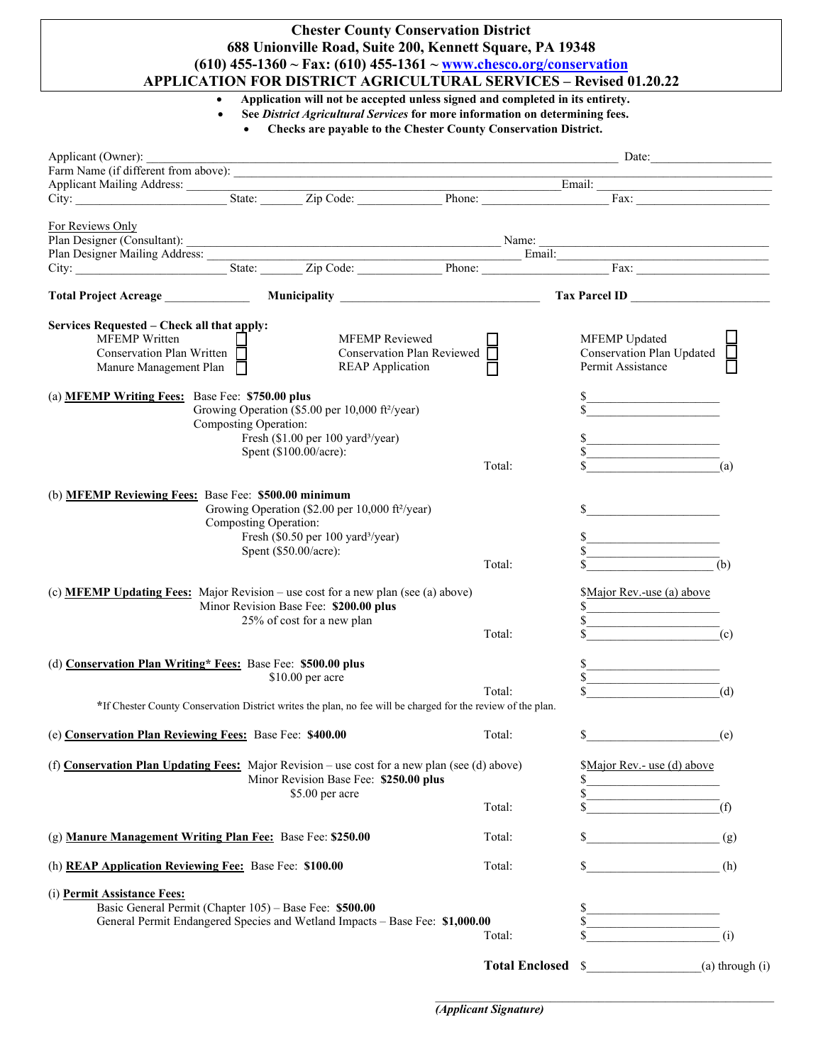# Chester County Conservation District

**688 Unionville Road, Suite 200, Kennett Square, PA 19348**

**(610) 455-1360 ~ Fax: (610) 455-1361 ~ www.chesco.org/conservation**

## APPLICATION FOR DISTRICT AGRICULTURAL SERVICES – Revised 01.20.22

- **Application will not be accepted unless signed and completed in its entirety.**
- **See *District Agricultural Services* for more information on determining fees.**
- **Checks are payable to the Chester County Conservation District.**

Applicant (Owner): ____________________ Date: ____________

Farm Name (if different from above): ____________________

Applicant Mailing Address: ____________________ Email: ____________

City: ____________ State: ______ Zip Code: ________ Phone: ____________ Fax: ____________

For Reviews Only

Plan Designer (Consultant): ____________________ Name: ____________

Plan Designer Mailing Address: ____________________ Email: ____________

City: ____________ State: ______ Zip Code: ________ Phone: ____________ Fax: ____________

**Total Project Acreage** ________ **Municipality** ____________ **Tax Parcel ID** ____________

**Services Requested – Check all that apply:**

| | | |
|---|---|---|
| MFEMP Written ☐ | MFEMP Reviewed ☐ | MFEMP Updated ☐ |
| Conservation Plan Written ☐ | Conservation Plan Reviewed ☐ | Conservation Plan Updated ☐ |
| Manure Management Plan ☐ | REAP Application ☐ | Permit Assistance ☐ |

(a) **MFEMP Writing Fees:** Base Fee: **$750.00 plus** $________
- Growing Operation ($5.00 per 10,000 ft²/year) $________
- Composting Operation:
  - Fresh ($1.00 per 100 yard³/year) $________
  - Spent ($100.00/acre): $________

Total: $________ (a)

(b) **MFEMP Reviewing Fees:** Base Fee: **$500.00 minimum**
- Growing Operation ($2.00 per 10,000 ft²/year) $________
- Composting Operation:
  - Fresh ($0.50 per 100 yard³/year) $________
  - Spent ($50.00/acre): $________

Total: $________ (b)

(c) **MFEMP Updating Fees:** Major Revision – use cost for a new plan (see (a) above) $Major Rev.-use (a) above
- Minor Revision Base Fee: **$200.00 plus** $________
  - 25% of cost for a new plan $________

Total: $________ (c)

(d) **Conservation Plan Writing\* Fees:** Base Fee: **$500.00 plus** $________
- $10.00 per acre $________

Total: $________ (d)

\*If Chester County Conservation District writes the plan, no fee will be charged for the review of the plan.

(e) **Conservation Plan Reviewing Fees:** Base Fee: **$400.00** Total: $________ (e)

(f) **Conservation Plan Updating Fees:** Major Revision – use cost for a new plan (see (d) above) $Major Rev.- use (d) above
- Minor Revision Base Fee: **$250.00 plus** $________
  - $5.00 per acre $________

Total: $________ (f)

(g) **Manure Management Writing Plan Fee:** Base Fee: **$250.00** Total: $________ (g)

(h) **REAP Application Reviewing Fee:** Base Fee: **$100.00** Total: $________ (h)

(i) **Permit Assistance Fees:**
- Basic General Permit (Chapter 105) – Base Fee: **$500.00** $________
- General Permit Endangered Species and Wetland Impacts – Base Fee: **$1,000.00** $________

Total: $________ (i)

**Total Enclosed** $________ (a) through (i)

____________________

***(Applicant Signature)***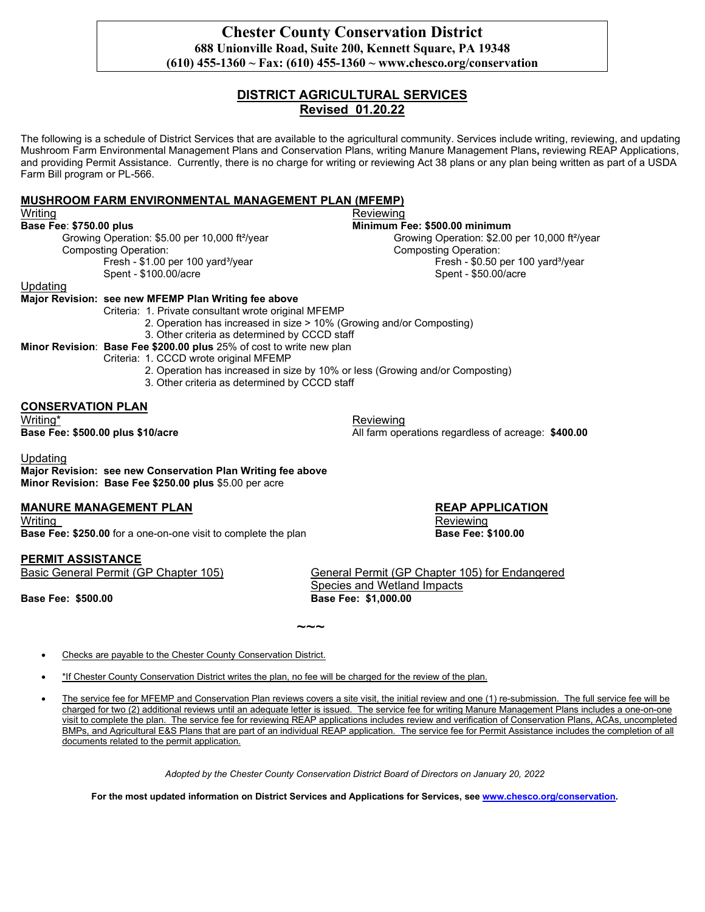# Chester County Conservation District
**688 Unionville Road, Suite 200, Kennett Square, PA 19348**
**(610) 455-1360 ~ Fax: (610) 455-1360 ~ www.chesco.org/conservation**

## DISTRICT AGRICULTURAL SERVICES
## Revised 01.20.22

The following is a schedule of District Services that are available to the agricultural community. Services include writing, reviewing, and updating Mushroom Farm Environmental Management Plans and Conservation Plans, writing Manure Management Plans**,** reviewing REAP Applications, and providing Permit Assistance. Currently, there is no charge for writing or reviewing Act 38 plans or any plan being written as part of a USDA Farm Bill program or PL-566.

### MUSHROOM FARM ENVIRONMENTAL MANAGEMENT PLAN (MFEMP)

**Writing**

**Base Fee: $750.00 plus**
- Growing Operation: $5.00 per 10,000 ft²/year
- Composting Operation:
  - Fresh - $1.00 per 100 yard³/year
  - Spent - $100.00/acre

**Reviewing**

**Minimum Fee: $500.00 minimum**
- Growing Operation: $2.00 per 10,000 ft²/year
- Composting Operation:
  - Fresh - $0.50 per 100 yard³/year
  - Spent - $50.00/acre

**Updating**

**Major Revision: see new MFEMP Plan Writing fee above**

Criteria:
1. Private consultant wrote original MFEMP
2. Operation has increased in size > 10% (Growing and/or Composting)
3. Other criteria as determined by CCCD staff

**Minor Revision: Base Fee $200.00 plus** 25% of cost to write new plan

Criteria:
1. CCCD wrote original MFEMP
2. Operation has increased in size by 10% or less (Growing and/or Composting)
3. Other criteria as determined by CCCD staff

### CONSERVATION PLAN

**Writing***

**Base Fee: $500.00 plus $10/acre**

**Reviewing**

All farm operations regardless of acreage: **$400.00**

**Updating**

**Major Revision: see new Conservation Plan Writing fee above**
**Minor Revision: Base Fee $250.00 plus** $5.00 per acre

### MANURE MANAGEMENT PLAN

**Writing**

**Base Fee: $250.00** for a one-on-one visit to complete the plan

### REAP APPLICATION

**Reviewing**

**Base Fee: $100.00**

### PERMIT ASSISTANCE

**Basic General Permit (GP Chapter 105)**

**Base Fee: $500.00**

**General Permit (GP Chapter 105) for Endangered Species and Wetland Impacts**

**Base Fee: $1,000.00**

~~~

- Checks are payable to the Chester County Conservation District.
- *If Chester County Conservation District writes the plan, no fee will be charged for the review of the plan.
- The service fee for MFEMP and Conservation Plan reviews covers a site visit, the initial review and one (1) re-submission. The full service fee will be charged for two (2) additional reviews until an adequate letter is issued. The service fee for writing Manure Management Plans includes a one-on-one visit to complete the plan. The service fee for reviewing REAP applications includes review and verification of Conservation Plans, ACAs, uncompleted BMPs, and Agricultural E&S Plans that are part of an individual REAP application. The service fee for Permit Assistance includes the completion of all documents related to the permit application.

*Adopted by the Chester County Conservation District Board of Directors on January 20, 2022*

**For the most updated information on District Services and Applications for Services, see www.chesco.org/conservation.**